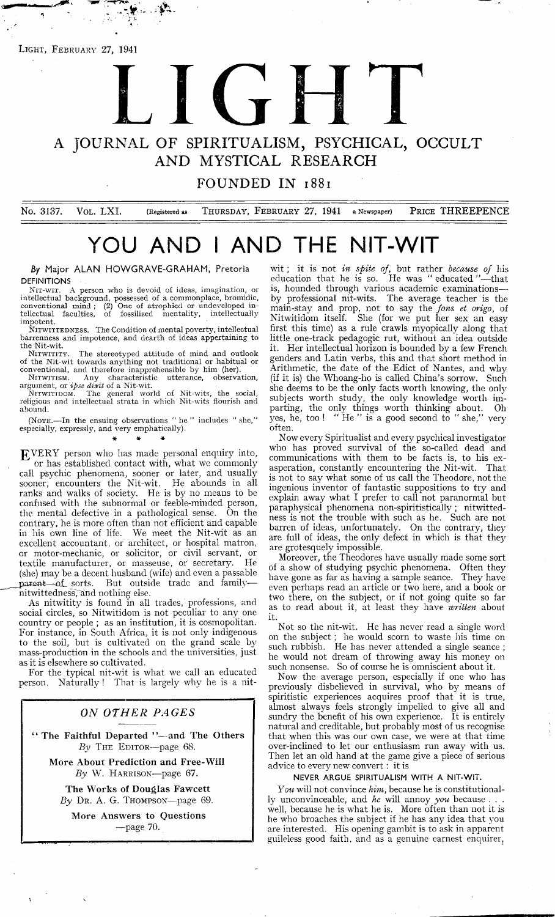# LIGHT

## A JOURNAL OF SPIRITUALISM, PSYCHICAL, OCCULT AND MYSTICAL RESEARCH

### FOUNDED IN 1881

No. 3137. VOL. LXI. (Registered as THURSDAY, FEBRUARY 27, 1941 a Newspaper) PRICE THREEPENCE

# YOU AND I AND THE NIT-WIT

*By* Major ALAN HOWGRAVE-GRAHAM, Pretoria

DEFINITIONS

NIT-WIT. A person who is devoid of ideas, imagination, or intellectual background, possessed of a commonplace, bromidic, conventional mind; (2) One of atrophied or undeveloped intellectual faculties, of fossilized mentality, intellectually impotent.

NITWITTEDNESS. The Condition of mental poverty, intellectual barrenness and impotence, and dearth of ideas appertaining to the Nit-wit.

NITWITITY. The stereotyped attitude of mind and outlook of the Nit-wit towards anything not traditional or habitual or conventional, and therefore inapprehensible by him (her).

NITWITISM. Any characteristic utterance, observation, argument, or *ipse dixit* of a Nit-wit.

NITWITIDOM. The general world of Nit-wits, the social, religious and intellectual strata in which Nit-wits flourish and abound.

(NOTE.—In the ensuing observations "he" includes "she," especially, expressly, and very emphatically).

\* \* \*

EVERY person who has made personal enquiry into, or has established contact with, what we commonly call psychic phenomena, sooner or later, and usually sooner, encounters the Nit-wit. He abounds in all ranks and walks of society. He is by no means to be confused with the subnormal or feeble-minded person, the mental defective in a pathological sense. On the contrary, he is more often than not efficient and capable in his own line of life. We meet the Nit-wit as an excellent accountant, or architect, or hospital matron, or motor-mechanic, or solicitor, or civil servant, or textile manufacturer, or masseuse, or secretary. He (she) may be a decent husband (wife) and even a passable parent—of sorts. But outside trade and family—nitwittedness, and nothing else.

As nitwitity is found in all trades, professions, and social circles, so Nitwitidom is not peculiar to any one country or people; as an institution, it is cosmopolitan. For instance, in South Africa, it is not only indigenous to the soil, but is cultivated on the grand scale by mass-production in the schools and the universities, just as it is elsewhere so cultivated.

For the typical nit-wit is what we call an educated person. Naturally! That is largely why he is a nit-wit; it is not *in spite of*, but rather *because of* his education that he is so. He was "educated"—that is, hounded through various academic examinations—by professional nit-wits. The average teacher is the main-stay and prop, not to say the *fons et origo*, of Nitwitidom itself. She (for we put her sex an easy first this time) as a rule crawls myopically along that little one-track pedagogic rut, without an idea outside it. Her intellectual horizon is bounded by a few French genders and Latin verbs, this and that short method in Arithmetic, the date of the Edict of Nantes, and why (if it is) the Whoang-ho is called China's sorrow. Such she deems to be the only facts worth knowing, the only subjects worth study, the only knowledge worth imparting, the only things worth thinking about. Oh yes, he, too! "He" is a good second to "she," very often.

Now every Spiritualist and every psychical investigator who has proved survival of the so-called dead and communications with them to be facts is, to his exasperation, constantly encountering the Nit-wit. That is not to say what some of us call the Theodore, not the ingenious inventor of fantastic suppositions to try and explain away what I prefer to call not paranormal but paraphysical phenomena non-spiritistically; nitwittedness is not the trouble with such as he. Such are not barren of ideas, unfortunately. On the contrary, they are full of ideas, the only defect in which is that they are grotesquely impossible.

Moreover, the Theodores have usually made some sort of a show of studying psychic phenomena. Often they have gone as far as having a sample seance. They have even perhaps read an article or two here, and a book or two there, on the subject, or if not going quite so far as to read about it, at least they have *written* about it.

Not so the nit-wit. He has never read a single word on the subject; he would scorn to waste his time on such rubbish. He has never attended a single seance; he would not dream of throwing away his money on such nonsense. So of course he is omniscient about it.

Now the average person, especially if one who has previously disbelieved in survival, who by means of spiritistic experiences acquires proof that it is true, almost always feels strongly impelled to give all and sundry the benefit of his own experience. It is entirely natural and creditable, but probably most of us recognise that when this was our own case, we were at that time over-inclined to let our enthusiasm run away with us. Then let an old hand at the game give a piece of serious advice to every new convert: it is

NEVER ARGUE SPIRITUALISM WITH A NIT-WIT.

*You* will not convince *him*, because he is constitutionally unconvinceable, and *he* will annoy *you* because . . . well, because he is what he is. More often than not it is he who broaches the subject if he has any idea that you are interested. His opening gambit is to ask in apparent guileless good faith, and as a genuine earnest enquirer,

---

*ON OTHER PAGES*

**"The Faithful Departed"—and The Others**
*By* THE EDITOR—page 68.

**More About Prediction and Free-Will**
*By* W. HARRISON—page 67.

**The Works of Douglas Fawcett**
*By* DR. A. G. THOMPSON—page 69.

**More Answers to Questions**
—page 70.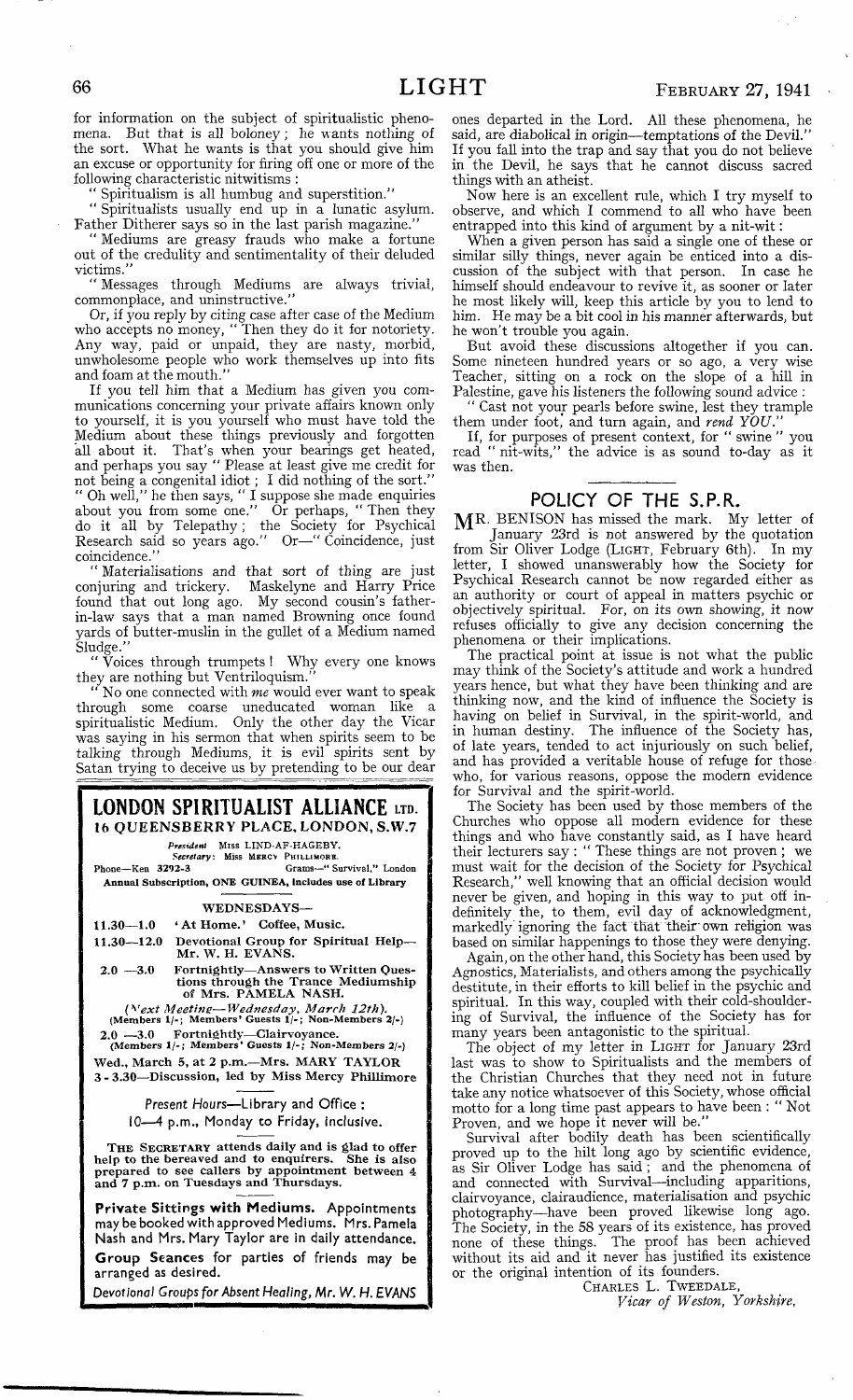for information on the subject of spiritualistic phenomena. But *that* is all boloney; he wants nothing of the sort. What he wants is that you should give him an excuse or opportunity for firing off one or more of the following characteristic nitwitisms:

"Spiritualism is all humbug and superstition."

"Spiritualists usually end up in a lunatic asylum. Father Ditherer says so in the last parish magazine."

"Mediums are greasy frauds who make a fortune out of the credulity and sentimentality of their deluded victims."

"Messages through Mediums are always trivial, commonplace, and uninstructive."

Or, if you reply by citing case after case of the Medium who accepts no money, "Then they do it for notoriety. Any way, paid or unpaid, they are nasty, morbid, unwholesome people who work themselves up into fits and foam at the mouth."

If you tell him that a Medium has given you communications concerning your private affairs known only to yourself, it is you yourself who must have told the Medium about these things previously and forgotten all about it. That's when your bearings get heated, and perhaps you say "Please at least give me credit for not being a congenital idiot; I did nothing of the sort." "Oh well," he then says, "I suppose she made enquiries about you from some one." Or perhaps, "Then they do it all by Telepathy; the Society for Psychical Research said so years ago." Or—"Coincidence, just coincidence."

"Materialisations and that sort of thing are just conjuring and trickery. Maskelyne and Harry Price found that out long ago. My second cousin's father-in-law says that a man named Browning once found yards of butter-muslin in the gullet of a Medium named Sludge."

"Voices through trumpets! Why every one knows they are nothing but Ventriloquism."

"No one connected with *me* would ever want to speak through some coarse uneducated woman like a spiritualistic Medium. Only the other day the Vicar was saying in his sermon that when spirits seem to be talking through Mediums, it is evil spirits sent by Satan trying to deceive us by pretending to be our dear ones departed in the Lord. All these phenomena, he said, are diabolical in origin—temptations of the Devil." If you fall into the trap and say that you do not believe in the Devil, he says that he cannot discuss sacred things with an atheist.

Now here is an excellent rule, which I try myself to observe, and which I commend to all who have been entrapped into this kind of argument by a nit-wit:

When a given person has said a single one of these or similar silly things, never again be enticed into a discussion of the subject with that person. In case he himself should endeavour to revive it, as sooner or later he most likely will, keep this article by you to lend to him. He may be a bit cool in his manner afterwards, but he won't trouble you again.

But avoid these discussions altogether if you can. Some nineteen hundred years or so ago, a very wise Teacher, sitting on a rock on the slope of a hill in Palestine, gave his listeners the following sound advice:

"Cast not your pearls before swine, lest they trample them under foot, and turn again, and *rend YOU*."

If, for purposes of present context, for "swine" you read "nit-wits," the advice is as sound to-day as it was then.

---

**LONDON SPIRITUALIST ALLIANCE LTD.**
**16 QUEENSBERRY PLACE, LONDON, S.W.7**

*President* MISS LIND-AF-HAGEBY.
*Secretary:* MISS MERCY PHILLIMORE.

Phone—Ken 3292-3 Grams—"Survival," London

**Annual Subscription, ONE GUINEA, includes use of Library**

WEDNESDAYS—

**11.30—1.0** 'At Home.' Coffee, Music.

**11.30—12.0** Devotional Group for Spiritual Help—Mr. W. H. EVANS.

**2.0 —3.0** Fortnightly—Answers to Written Questions through the Trance Mediumship of Mrs. PAMELA NASH.

*(Next Meeting—Wednesday, March 12th).*
(Members 1/-; Members' Guests 1/-; Non-Members 2/-)

**2.0 —3.0** Fortnightly—Clairvoyance.
(Members 1/-; Members' Guests 1/-; Non-Members 2/-)

**Wed., March 5, at 2 p.m.—Mrs. MARY TAYLOR**
**3 - 3.30—Discussion, led by Miss Mercy Phillimore**

*Present Hours*—Library and Office:
10—4 p.m., Monday to Friday, inclusive.

THE SECRETARY attends daily and is glad to offer help to the bereaved and to enquirers. She is also prepared to see callers by appointment between 4 and 7 p.m. on Tuesdays and Thursdays.

**Private Sittings with Mediums.** Appointments may be booked with approved Mediums. Mrs. Pamela Nash and Mrs. Mary Taylor are in daily attendance.

**Group Seances** for parties of friends may be arranged as desired.

*Devotional Groups for Absent Healing, Mr. W. H. EVANS*

---

## POLICY OF THE S.P.R.

MR. BENISON has missed the mark. My letter of January 23rd is not answered by the quotation from Sir Oliver Lodge (LIGHT, February 6th). In my letter, I showed unanswerably how the Society for Psychical Research cannot be now regarded either as an authority or court of appeal in matters psychic or objectively spiritual. For, on its own showing, it now refuses officially to give any decision concerning the phenomena or their implications.

The practical point at issue is not what the public may think of the Society's attitude and work a hundred years hence, but what they have been thinking and are thinking now, and the kind of influence the Society is having on belief in Survival, in the spirit-world, and in human destiny. The influence of the Society has, of late years, tended to act injuriously on such belief, and has provided a veritable house of refuge for those who, for various reasons, oppose the modern evidence for Survival and the spirit-world.

The Society has been used by those members of the Churches who oppose all modern evidence for these things and who have constantly said, as I have heard their lecturers say: "These things are not proven; we must wait for the decision of the Society for Psychical Research," well knowing that an official decision would never be given, and hoping in this way to put off indefinitely the, to them, evil day of acknowledgment, markedly ignoring the fact that their own religion was based on similar happenings to those they were denying.

Again, on the other hand, this Society has been used by Agnostics, Materialists, and others among the psychically destitute, in their efforts to kill belief in the psychic and spiritual. In this way, coupled with their cold-shouldering of Survival, the influence of the Society has for many years been antagonistic to the spiritual.

The object of my letter in LIGHT for January 23rd last was to show to Spiritualists and the members of the Christian Churches that they need not in future take any notice whatsoever of this Society, whose official motto for a long time past appears to have been: "Not Proven, and we hope it never will be."

Survival after bodily death has been scientifically proved up to the hilt long ago by scientific evidence, as Sir Oliver Lodge has said; and the phenomena of and connected with Survival—including apparitions, clairvoyance, clairaudience, materialisation and psychic photography—have been proved likewise long ago. The Society, in the 58 years of its existence, has proved none of these things. The proof has been achieved without its aid and it never has justified its existence or the original intention of its founders.

CHARLES L. TWEEDALE,
*Vicar of Weston, Yorkshire.*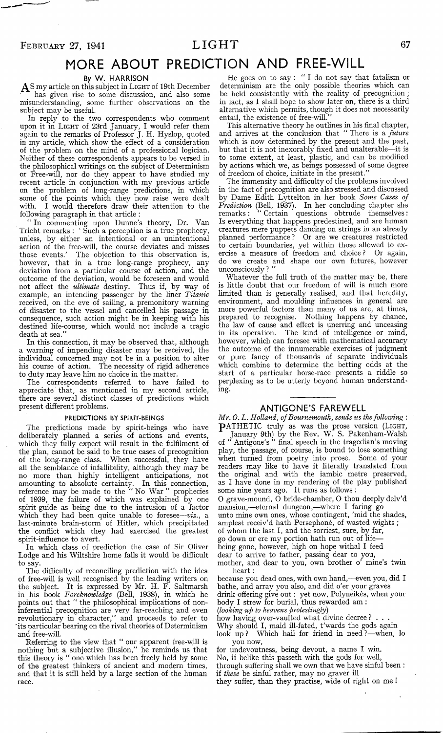# MORE ABOUT PREDICTION AND FREE-WILL

**By W. HARRISON**

As my article on this subject in LIGHT of 19th December has given rise to some discussion, and also some misunderstanding, some further observations on the subject may be useful.

In reply to the two correspondents who comment upon it in LIGHT of 23rd January, I would refer them again to the remarks of Professor J. H. Hyslop, quoted in my article, which show the effect of a consideration of the problem on the mind of a professional logician. Neither of these correspondents appears to be versed in the philosophical writings on the subject of Determinism or Free-will, nor do they appear to have studied my recent article in conjunction with my previous article on the problem of long-range predictions, in which some of the points which they now raise were dealt with. I would therefore draw their attention to the following paragraph in that article:

"In commenting upon Dunne's theory, Dr. Van Tricht remarks: 'Such a perception is a true prophecy, unless, by either an intentional or an unintentional action of the free-will, the course deviates and misses those events.' The objection to this observation is, however, that in a true long-range prophecy, any deviation from a particular course of action, and the outcome of the deviation, would be foreseen and would not affect the *ultimate* destiny. Thus if, by way of example, an intending passenger by the liner *Titanic* received, on the eve of sailing, a premonitory warning of disaster to the vessel and cancelled his passage in consequence, such action might be in keeping with his destined life-course, which would not include a tragic death at sea."

In this connection, it may be observed that, although a warning of impending disaster may be received, the individual concerned may not be in a position to alter his course of action. The necessity of rigid adherence to duty may leave him no choice in the matter.

The correspondents referred to have failed to appreciate that, as mentioned in my second article, there are several distinct classes of predictions which present different problems.

### PREDICTIONS BY SPIRIT-BEINGS

The predictions made by spirit-beings who have deliberately planned a series of actions and events, which they fully expect will result in the fulfilment of the plan, cannot be said to be true cases of precognition of the long-range class. When successful, they have all the semblance of infallibility, although they may be no more than highly intelligent anticipations, not amounting to absolute certainty. In this connection, reference may be made to the "No War" prophecies of 1939, the failure of which was explained by one spirit-guide as being due to the intrusion of a factor which they had been quite unable to foresee—*viz.*, a last-minute brain-storm of Hitler, which precipitated the conflict which they had exercised the greatest spirit-influence to avert.

In which class of prediction the case of Sir Oliver Lodge and his Wiltshire home falls it would be difficult to say.

The difficulty of reconciling prediction with the idea of free-will is well recognised by the leading writers on the subject. It is expressed by Mr. H. F. Saltmarsh in his book *Foreknowledge* (Bell, 1938), in which he points out that "the philosophical implications of non-inferential precognition are very far-reaching and even revolutionary in character," and proceeds to refer to its particular bearing on the rival theories of Determinism and free-will.

Referring to the view that "our apparent free-will is nothing but a subjective illusion," he reminds us that this theory is "one which has been freely held by some of the greatest thinkers of ancient and modern times, and that it is still held by a large section of the human race.

He goes on to say: "I do not say that fatalism or determinism are the only possible theories which can be held consistently with the reality of precognition; in fact, as I shall hope to show later on, there is a third alternative which permits, though it does not necessarily entail, the existence of free-will."

This alternative theory he outlines in his final chapter, and arrives at the conclusion that "There is a *future* which is now determined by the present and the past, but that it is not inexorably fixed and unalterable—it is to some extent, at least, plastic, and can be modified by actions which we, as beings possessed of some degree of freedom of choice, initiate in the present."

The immensity and difficulty of the problems involved in the fact of precognition are also stressed and discussed by Dame Edith Lyttelton in her book *Some Cases of Prediction* (Bell, 1937). In her concluding chapter she remarks: "Certain questions obtrude themselves: Is everything that happens predestined, and are human creatures mere puppets dancing on strings in an already planned performance? Or are we creatures restricted to certain boundaries, yet within those allowed to exercise a measure of freedom and choice? Or again, do we create and shape our own futures, however unconsciously?"

Whatever the full truth of the matter may be, there is little doubt that our freedom of will is much more limited than is generally realised, and that heredity, environment, and moulding influences in general are more powerful factors than many of us are, at times, prepared to recognise. Nothing happens by chance, the law of cause and effect is unerring and unceasing in its operation. The kind of intelligence or mind, however, which can foresee with mathematical accuracy the outcome of the innumerable exercises of judgment or pure fancy of thousands of separate individuals which combine to determine the betting odds at the start of a particular horse-race presents a riddle so perplexing as to be utterly beyond human understanding.

---

## ANTIGONE'S FAREWELL

*Mr. O. L. Holland, of Bournemouth, sends us the following:*

Pathetic truly as was the prose version (LIGHT, January 9th) by the Rev. W. S. Pakenham-Walsh of "Antigone's" final speech in the tragedian's moving play, the passage, of course, is bound to lose something when turned from poetry into prose. Some of your readers may like to have it literally translated from the original and with the iambic metre preserved, as I have done in my rendering of the play published some nine years ago. It runs as follows:

O grave-mound, O bride-chamber, O thou deeply delv'd
mansion,—eternal dungeon,—where I faring go
unto mine own ones, whose contingent, 'mid the shades,
amplest receiv'd hath Persephonè, of wasted wights;
of whom the last I, and the sorriest, sure, by far,
go down or ere my portion hath run out of life—
being gone, however, high on hope withal I feed
dear to arrive to father, passing dear to you,
mother, and dear to you, own brother o' mine's twin
heart:
because you dead ones, with own hand,—even you, did I
bathe, and array you also, and did o'er your graves
drink-offering give out: yet now, Polyneikès, when your
body I strew for burial, thus rewarded am:
*(looking up to heavens protestingly)*
how having over-vaulted what divine decree? . . .
Why should I, maid ill-fated, t'wards the gods again
look up? Which hail for friend in need?—when, lo
you now,
for undevoutness, being devout, a name I win.
No, if belike this passeth with the gods for well,
through suffering shall we own that we have sinful been:
if *these* be sinful rather, may no graver ill
they suffer, than they practise, wide of right on me!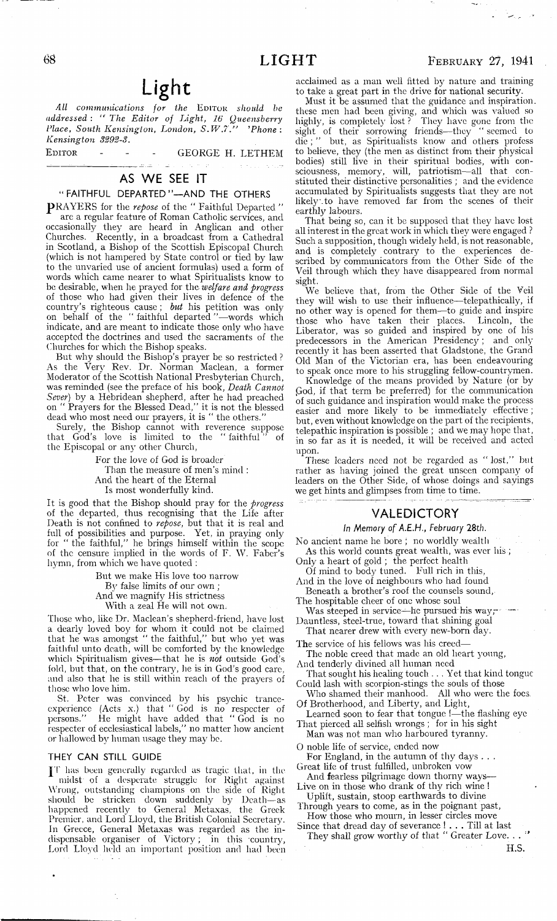# Light

*All communications for the* EDITOR *should be addressed:* "*The Editor of Light, 16 Queensberry Place, South Kensington, London, S.W.7.*" *'Phone: Kensington 3292-3.*

EDITOR - - - GEORGE H. LETHEM

## AS WE SEE IT

### "FAITHFUL DEPARTED"—AND THE OTHERS

PRAYERS for the *repose* of the "Faithful Departed" are a regular feature of Roman Catholic services, and occasionally they are heard in Anglican and other Churches. Recently, in a broadcast from a Cathedral in Scotland, a Bishop of the Scottish Episcopal Church (which is not hampered by State control or tied by law to the unvaried use of ancient formulas) used a form of words which came nearer to what Spiritualists know to be desirable, when he prayed for the *welfare and progress* of those who had given their lives in defence of the country's righteous cause; *but* his petition was only on behalf of the "faithful departed"—words which indicate, and are meant to indicate those only who have accepted the doctrines and used the sacraments of the Churches for which the Bishop speaks.

But why should the Bishop's prayer be so restricted? As the Very Rev. Dr. Norman Maclean, a former Moderator of the Scottish National Presbyterian Church, was reminded (see the preface of his book, *Death Cannot Sever*) by a Hebridean shepherd, after he had preached on "Prayers for the Blessed Dead," it is not the blessed dead who most need our prayers, it is "the others."

Surely, the Bishop cannot with reverence suppose that God's love is limited to the "faithful" of the Episcopal or any other Church,

> For the love of God is broader
> Than the measure of men's mind:
> And the heart of the Eternal
> Is most wonderfully kind.

It is good that the Bishop should pray for the *progress* of the departed, thus recognising that the Life after Death is not confined to *repose*, but that it is real and full of possibilities and purpose. Yet, in praying only for "the faithful," he brings himself within the scope of the censure implied in the words of F. W. Faber's hymn, from which we have quoted:

> But we make His love too narrow
> By false limits of our own;
> And we magnify His strictness
> With a zeal He will not own.

Those who, like Dr. Maclean's shepherd-friend, have lost a dearly loved boy for whom it could not be claimed that he was amongst "the faithful," but who yet was faithful unto death, will be comforted by the knowledge which Spiritualism gives—that he is *not* outside God's fold, but that, on the contrary, he is in God's good care, and also that he is still within reach of the prayers of those who love him.

St. Peter was convinced by his psychic trance-experience (Acts x.) that "God is no respecter of persons." He might have added that "God is no respecter of ecclesiastical labels," no matter how ancient or hallowed by human usage they may be.

### THEY CAN STILL GUIDE

IT has been generally regarded as tragic that, in the midst of a desperate struggle for Right against Wrong, outstanding champions on the side of Right should be stricken down suddenly by Death—as happened recently to General Metaxas, the Greek Premier, and Lord Lloyd, the British Colonial Secretary. In Greece, General Metaxas was regarded as the indispensable organiser of Victory; in this country, Lord Lloyd held an important position and had been acclaimed as a man well fitted by nature and training to take a great part in the drive for national security.

Must it be assumed that the guidance and inspiration these men had been giving, and which was valued so highly, is completely lost? They have gone from the sight of their sorrowing friends—they "seemed to die;" but, as Spiritualists know and others profess to believe, they (the men as distinct from their physical bodies) still live in their spiritual bodies, with consciousness, memory, will, patriotism—all that constituted their distinctive personalities; and the evidence accumulated by Spiritualists suggests that they are not likely to have removed far from the scenes of their earthly labours.

That being so, can it be supposed that they have lost all interest in the great work in which they were engaged? Such a supposition, though widely held, is not reasonable, and is completely contrary to the experiences described by communicators from the Other Side of the Veil through which they have disappeared from normal sight.

We believe that, from the Other Side of the Veil they will wish to use their influence—telepathically, if no other way is opened for them—to guide and inspire those who have taken their places. Lincoln, the Liberator, was so guided and inspired by one of his predecessors in the American Presidency; and only recently it has been asserted that Gladstone, the Grand Old Man of the Victorian era, has been endeavouring to speak once more to his struggling fellow-countrymen.

Knowledge of the means provided by Nature (or by God, if that term be preferred) for the communication of such guidance and inspiration would make the process easier and more likely to be immediately effective; but, even without knowledge on the part of the recipients, telepathic inspiration is possible; and we may hope that, in so far as it is needed, it will be received and acted upon.

These leaders need not be regarded as "lost," but rather as having joined the great unseen company of leaders on the Other Side, of whose doings and sayings we get hints and glimpses from time to time.

## VALEDICTORY

*In Memory of A.E.H., February 28th.*

> No ancient name he bore; no worldly wealth
> As this world counts great wealth, was ever his;
> Only a heart of gold; the perfect health
> Of mind to body tuned. Full rich in this,
> And in the love of neighbours who had found
> Beneath a brother's roof the counsels sound,
> The hospitable cheer of one whose soul
> Was steeped in service—he pursued his way,—
> Dauntless, steel-true, toward that shining goal
> That nearer drew with every new-born day.
>
> The service of his fellows was his creed—
> The noble creed that made an old heart young,
> And tenderly divined all human need
> That sought his healing touch . . . Yet that kind tongue
> Could lash with scorpion-stings the souls of those
> Who shamed their manhood. All who were the foes
> Of Brotherhood, and Liberty, and Light,
> Learned soon to fear that tongue!—the flashing eye
> That pierced all selfish wrongs; for in his sight
> Man was not man who harboured tyranny.
>
> O noble life of service, ended now
> For England, in the autumn of thy days . . .
> Great life of trust fulfilled, unbroken vow
> And fearless pilgrimage down thorny ways—
> Live on in those who drank of thy rich wine!
> Uplift, sustain, stoop earthwards to divine
> Through years to come, as in the poignant past,
> How those who mourn, in lesser circles move
> Since that dread day of severance! . . . Till at last
> They shall grow worthy of that "Greater Love. . ."

H.S.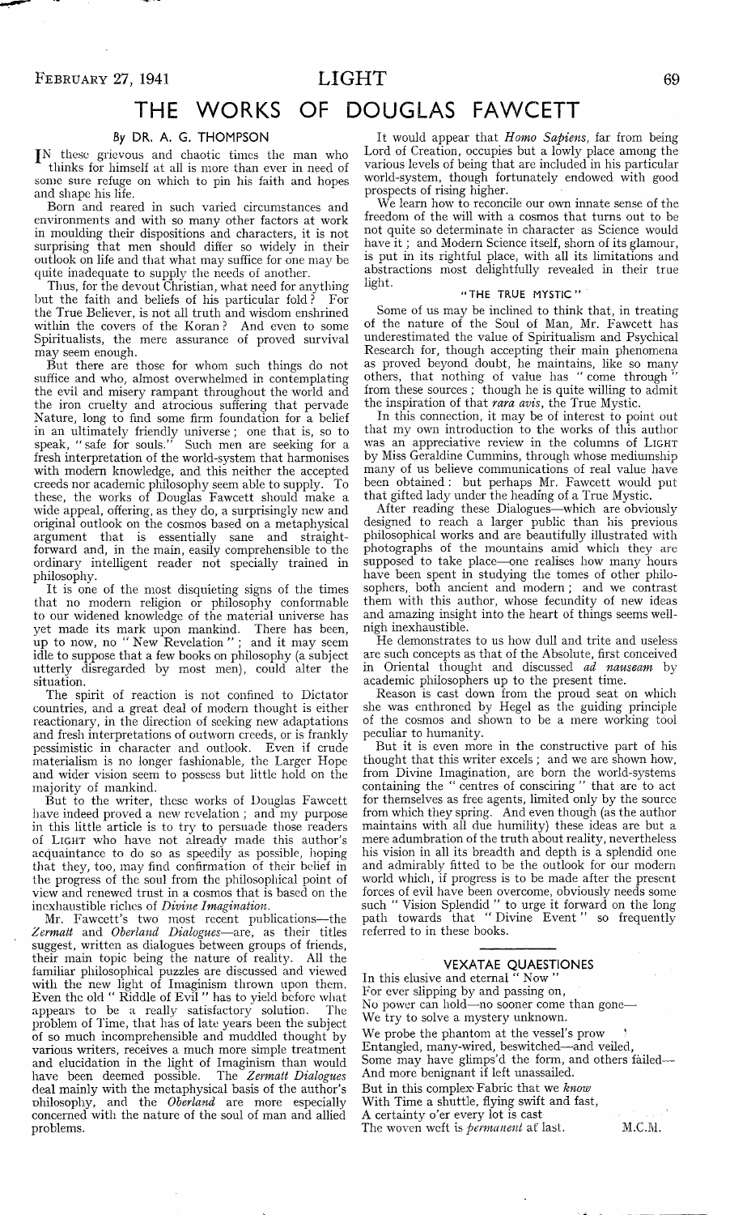# THE WORKS OF DOUGLAS FAWCETT

By DR. A. G. THOMPSON

IN these grievous and chaotic times the man who thinks for himself at all is more than ever in need of some sure refuge on which to pin his faith and hopes and shape his life.

Born and reared in such varied circumstances and environments and with so many other factors at work in moulding their dispositions and characters, it is not surprising that men should differ so widely in their outlook on life and that what may suffice for one may be quite inadequate to supply the needs of another.

Thus, for the devout Christian, what need for anything but the faith and beliefs of his particular fold? For the True Believer, is not all truth and wisdom enshrined within the covers of the Koran? And even to some Spiritualists, the mere assurance of proved survival may seem enough.

But there are those for whom such things do not suffice and who, almost overwhelmed in contemplating the evil and misery rampant throughout the world and the iron cruelty and atrocious suffering that pervade Nature, long to find some firm foundation for a belief in an ultimately friendly universe; one that is, so to speak, "safe for souls." Such men are seeking for a fresh interpretation of the world-system that harmonises with modern knowledge, and this neither the accepted creeds nor academic philosophy seem able to supply. To these, the works of Douglas Fawcett should make a wide appeal, offering, as they do, a surprisingly new and original outlook on the cosmos based on a metaphysical argument that is essentially sane and straightforward and, in the main, easily comprehensible to the ordinary intelligent reader not specially trained in philosophy.

It is one of the most disquieting signs of the times that no modern religion or philosophy conformable to our widened knowledge of the material universe has yet made its mark upon mankind. There has been, up to now, no "New Revelation"; and it may seem idle to suppose that a few books on philosophy (a subject utterly disregarded by most men), could alter the situation.

The spirit of reaction is not confined to Dictator countries, and a great deal of modern thought is either reactionary, in the direction of seeking new adaptations and fresh interpretations of outworn creeds, or is frankly pessimistic in character and outlook. Even if crude materialism is no longer fashionable, the Larger Hope and wider vision seem to possess but little hold on the majority of mankind.

But to the writer, these works of Douglas Fawcett have indeed proved a new revelation; and my purpose in this little article is to try to persuade those readers of LIGHT who have not already made this author's acquaintance to do so as speedily as possible, hoping that they, too, may find confirmation of their belief in the progress of the soul from the philosophical point of view and renewed trust in a cosmos that is based on the inexhaustible riches of *Divine Imagination*.

Mr. Fawcett's two most recent publications—the *Zermatt* and *Oberland Dialogues*—are, as their titles suggest, written as dialogues between groups of friends, their main topic being the nature of reality. All the familiar philosophical puzzles are discussed and viewed with the new light of Imaginism thrown upon them. Even the old "Riddle of Evil" has to yield before what appears to be a really satisfactory solution. The problem of Time, that has of late years been the subject of so much incomprehensible and muddled thought by various writers, receives a much more simple treatment and elucidation in the light of Imaginism than would have been deemed possible. The *Zermatt Dialogues* deal mainly with the metaphysical basis of the author's philosophy, and the *Oberland* are more especially concerned with the nature of the soul of man and allied problems.

It would appear that *Homo Sapiens*, far from being Lord of Creation, occupies but a lowly place among the various levels of being that are included in his particular world-system, though fortunately endowed with good prospects of rising higher.

We learn how to reconcile our own innate sense of the freedom of the will with a cosmos that turns out to be not quite so determinate in character as Science would have it; and Modern Science itself, shorn of its glamour, is put in its rightful place, with all its limitations and abstractions most delightfully revealed in their true light.

## "THE TRUE MYSTIC"

Some of us may be inclined to think that, in treating of the nature of the Soul of Man, Mr. Fawcett has underestimated the value of Spiritualism and Psychical Research for, though accepting their main phenomena as proved beyond doubt, he maintains, like so many others, that nothing of value has "come through" from these sources; though he is quite willing to admit the inspiration of that *rara avis*, the True Mystic.

In this connection, it may be of interest to point out that my own introduction to the works of this author was an appreciative review in the columns of LIGHT by Miss Geraldine Cummins, through whose mediumship many of us believe communications of real value have been obtained: but perhaps Mr. Fawcett would put that gifted lady under the heading of a True Mystic.

After reading these Dialogues—which are obviously designed to reach a larger public than his previous philosophical works and are beautifully illustrated with photographs of the mountains amid which they are supposed to take place—one realises how many hours have been spent in studying the tomes of other philosophers, both ancient and modern; and we contrast them with this author, whose fecundity of new ideas and amazing insight into the heart of things seems well-nigh inexhaustible.

He demonstrates to us how dull and trite and useless are such concepts as that of the Absolute, first conceived in Oriental thought and discussed *ad nauseam* by academic philosophers up to the present time.

Reason is cast down from the proud seat on which she was enthroned by Hegel as the guiding principle of the cosmos and shown to be a mere working tool peculiar to humanity.

But it is even more in the constructive part of his thought that this writer excels; and we are shown how, from Divine Imagination, are born the world-systems containing the "centres of consciring" that are to act for themselves as free agents, limited only by the source from which they spring. And even though (as the author maintains with all due humility) these ideas are but a mere adumbration of the truth about reality, nevertheless his vision in all its breadth and depth is a splendid one and admirably fitted to be the outlook for our modern world which, if progress is to be made after the present forces of evil have been overcome, obviously needs some such "Vision Splendid" to urge it forward on the long path towards that "Divine Event" so frequently referred to in these books.

---

## VEXATAE QUAESTIONES

In this elusive and eternal "Now"  
For ever slipping by and passing on,  
No power can hold—no sooner come than gone—  
We try to solve a mystery unknown.  
We probe the phantom at the vessel's prow  
Entangled, many-wired, beswitched—and veiled,  
Some may have glimps'd the form, and others failed—  
And more benignant if left unassailed.  
But in this complex Fabric that we *know*  
With Time a shuttle, flying swift and fast,  
A certainty o'er every lot is cast  
The woven weft is *permanent* at last.

M.C.M.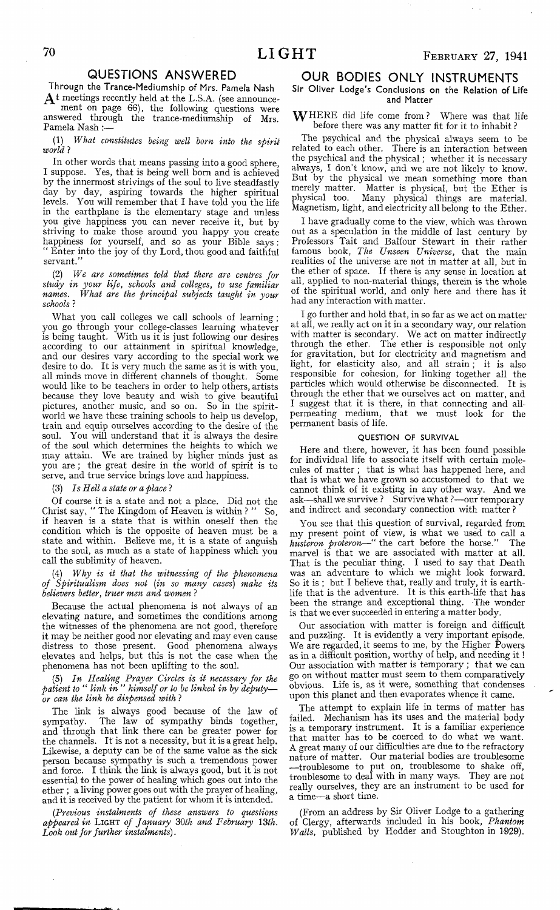## QUESTIONS ANSWERED

### Througn the Trance-Mediumship of Mrs. Pamela Nash

At meetings recently held at the L.S.A. (see announcement on page 66), the following questions were answered through the trance-mediumship of Mrs. Pamela Nash :—

(1) *What constitutes being well born into the spirit world ?*

In other words that means passing into a good sphere, I suppose. Yes, that is being well born and is achieved by the innermost strivings of the soul to live steadfastly day by day, aspiring towards the higher spiritual levels. You will remember that I have told you the life in the earthplane is the elementary stage and unless you give happiness you can never receive it, but by striving to make those around you happy you create happiness for yourself, and so as your Bible says : " Enter into the joy of thy Lord, thou good and faithful servant."

(2) *We are sometimes told that there are centres for study in your life, schools and colleges, to use familiar names. What are the principal subjects taught in your schools ?*

What you call colleges we call schools of learning ; you go through your college-classes learning whatever is being taught. With us it is just following our desires according to our attainment in spiritual knowledge, and our desires vary according to the special work we desire to do. It is very much the same as it is with you, all minds move in different channels of thought. Some would like to be teachers in order to help others, artists because they love beauty and wish to give beautiful pictures, another music, and so on. So in the spirit-world we have these training schools to help us develop, train and equip ourselves according to the desire of the soul. You will understand that it is always the desire of the soul which determines the heights to which we may attain. We are trained by higher minds just as you are ; the great desire in the world of spirit is to serve, and true service brings love and happiness.

(3) *Is Hell a state or a place ?*

Of course it is a state and not a place. Did not the Christ say, " The Kingdom of Heaven is within ? " So, if heaven is a state that is within oneself then the condition which is the opposite of heaven must be a state and within. Believe me, it is a state of anguish to the soul, as much as a state of happiness which you call the sublimity of heaven.

(4) *Why is it that the witnessing of the phenomena of Spiritualism does not (in so many cases) make its believers better, truer men and women ?*

Because the actual phenomena is not always of an elevating nature, and sometimes the conditions among the witnesses of the phenomena are not good, therefore it may be neither good nor elevating and may even cause distress to those present. Good phenomena always elevates and helps, but this is not the case when the phenomena has not been uplifting to the soul.

(5) *In Healing Prayer Circles is it necessary for the patient to " link in " himself or to be linked in by deputy—or can the link be dispensed with ?*

The link is always good because of the law of sympathy. The law of sympathy binds together, and through that link there can be greater power for the channels. It is not a necessity, but it is a great help. Likewise, a deputy can be of the same value as the sick person because sympathy is such a tremendous power and force. I think the link is always good, but it is not essential to the power of healing which goes out into the ether ; a living power goes out with the prayer of healing, and it is received by the patient for whom it is intended.

*(Previous instalments of these answers to questions appeared in* LIGHT *of January 30th and February 13th. Look out for further instalments).*

## OUR BODIES ONLY INSTRUMENTS

### Sir Oliver Lodge's Conclusions on the Relation of Life and Matter

WHERE did life come from ? Where was that life before there was any matter fit for it to inhabit ?

The psychical and the physical always seem to be related to each other. There is an interaction between the psychical and the physical ; whether it is necessary always, I don't know, and we are not likely to know. But by the physical we mean something more than merely matter. Matter is physical, but the Ether is physical too. Many physical things are material. Magnetism, light, and electricity all belong to the Ether.

I have gradually come to the view, which was thrown out as a speculation in the middle of last century by Professors Tait and Balfour Stewart in their rather famous book, *The Unseen Universe*, that the main realities of the universe are not in matter at all, but in the ether of space. If there is any sense in location at all, applied to non-material things, therein is the whole of the spiritual world, and only here and there has it had any interaction with matter.

I go further and hold that, in so far as we act on matter at all, we really act on it in a secondary way, our relation with matter is secondary. We act on matter indirectly through the ether. The ether is responsible not only for gravitation, but for electricity and magnetism and light, for elasticity also, and all strain ; it is also responsible for cohesion, for linking together all the particles which would otherwise be disconnected. It is through the ether that we ourselves act on matter, and I suggest that it is there, in that connecting and all-permeating medium, that we must look for the permanent basis of life.

#### QUESTION OF SURVIVAL

Here and there, however, it has been found possible for individual life to associate itself with certain molecules of matter ; that is what has happened here, and that is what we have grown so accustomed to that we cannot think of it existing in any other way. And we ask—shall we survive ? Survive what ?—our temporary and indirect and secondary connection with matter ?

You see that this question of survival, regarded from my present point of view, is what we used to call a *husteron proteron*—" the cart before the horse." The marvel is that we are associated with matter at all. That is the peculiar thing. I used to say that Death was an adventure to which we might look forward. So it is ; but I believe that, really and truly, it is earth-life that is the adventure. It is this earth-life that has been the strange and exceptional thing. The wonder is that we ever succeeded in entering a matter body.

Our association with matter is foreign and difficult and puzzling. It is evidently a very important episode. We are regarded, it seems to me, by the Higher Powers as in a difficult position, worthy of help, and needing it ! Our association with matter is temporary ; that we can go on without matter must seem to them comparatively obvious. Life is, as it were, something that condenses upon this planet and then evaporates whence it came.

The attempt to explain life in terms of matter has failed. Mechanism has its uses and the material body is a temporary instrument. It is a familiar experience that matter has to be coerced to do what we want. A great many of our difficulties are due to the refractory nature of matter. Our material bodies are troublesome—troublesome to put on, troublesome to shake off, troublesome to deal with in many ways. They are not really ourselves, they are an instrument to be used for a time—a short time.

(From an address by Sir Oliver Lodge to a gathering of Clergy, afterwards included in his book, *Phantom Walls*, published by Hodder and Stoughton in 1929).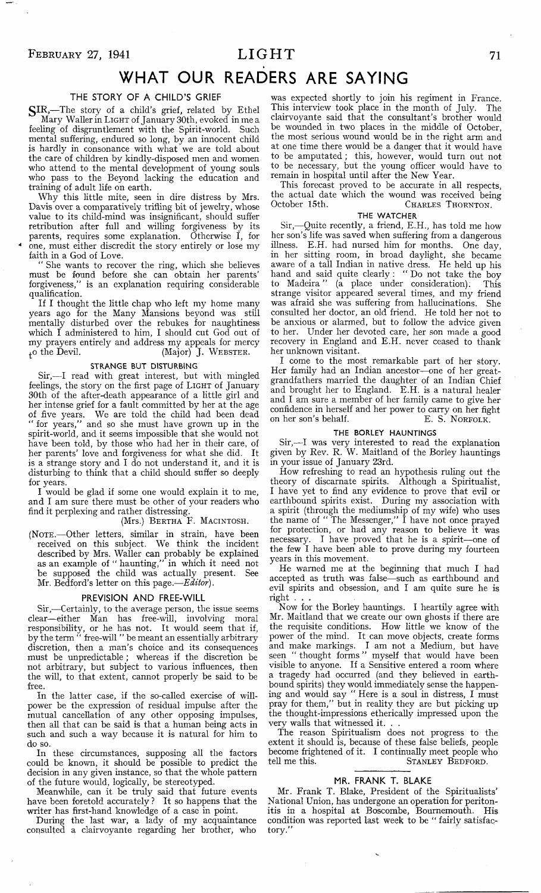# WHAT OUR READERS ARE SAYING

## THE STORY OF A CHILD'S GRIEF

SIR,—The story of a child's grief, related by Ethel Mary Waller in LIGHT of January 30th, evoked in me a feeling of disgruntlement with the Spirit-world. Such mental suffering, endured so long, by an innocent child is hardly in consonance with what we are told about the care of children by kindly-disposed men and women who attend to the mental development of young souls who pass to the Beyond lacking the education and training of adult life on earth.

Why this little mite, seen in dire distress by Mrs. Davis over a comparatively trifling bit of jewelry, whose value to its child-mind was insignificant, should suffer retribution after full and willing forgiveness by its parents, requires some explanation. Otherwise I, for one, must either discredit the story entirely or lose my faith in a God of Love.

"She wants to recover the ring, which she believes must be found before she can obtain her parents' forgiveness," is an explanation requiring considerable qualification.

If I thought the little chap who left my home many years ago for the Many Mansions beyond was still mentally disturbed over the rebukes for naughtiness which I administered to him, I should cut God out of my prayers entirely and address my appeals for mercy to the Devil.

(Major) J. WEBSTER.

## STRANGE BUT DISTURBING

Sir,—I read with great interest, but with mingled feelings, the story on the first page of LIGHT of January 30th of the after-death appearance of a little girl and her intense grief for a fault committed by her at the age of five years. We are told the child had been dead "for years," and so she must have grown up in the spirit-world, and it seems impossible that she would not have been told, by those who had her in their care, of her parents' love and forgiveness for what she did. It is a strange story and I do not understand it, and it is disturbing to think that a child should suffer so deeply for years.

I would be glad if some one would explain it to me, and I am sure there must be other of your readers who find it perplexing and rather distressing.

(Mrs.) BERTHA F. MACINTOSH.

(NOTE.—Other letters, similar in strain, have been received on this subject. We think the incident described by Mrs. Waller can probably be explained as an example of "haunting," in which it need not be supposed the child was actually present. See Mr. Bedford's letter on this page.—*Editor*).

## PREVISION AND FREE-WILL

Sir,—Certainly, to the average person, the issue seems clear—either Man has free-will, involving moral responsibility, or he has not. It would seem that if, by the term "free-will" be meant an essentially arbitrary discretion, then a man's choice and its consequences must be unpredictable; whereas if the discretion be not arbitrary, but subject to various influences, then the will, to that extent, cannot properly be said to be free.

In the latter case, if the so-called exercise of will-power be the expression of residual impulse after the mutual cancellation of any other opposing impulses, then all that can be said is that a human being acts in such and such a way because it is natural for him to do so.

In these circumstances, supposing all the factors could be known, it should be possible to predict the decision in any given instance, so that the whole pattern of the future would, logically, be stereotyped.

Meanwhile, can it be truly said that future events have been foretold accurately? It so happens that the writer has first-hand knowledge of a case in point.

During the last war, a lady of my acquaintance consulted a clairvoyante regarding her brother, who was expected shortly to join his regiment in France. This interview took place in the month of July. The clairvoyante said that the consultant's brother would be wounded in two places in the middle of October, the most serious wound would be in the right arm and at one time there would be a danger that it would have to be amputated; this, however, would turn out not to be necessary, but the young officer would have to remain in hospital until after the New Year.

This forecast proved to be accurate in all respects, the actual date which the wound was received being October 15th.

CHARLES THORNTON.

## THE WATCHER

Sir,—Quite recently, a friend, E.H., has told me how her son's life was saved when suffering from a dangerous illness. E.H. had nursed him for months. One day, in her sitting room, in broad daylight, she became aware of a tall Indian in native dress. He held up his hand and said quite clearly: "Do not take the boy to Madeira" (a place under consideration). This strange visitor appeared several times, and my friend was afraid she was suffering from hallucinations. She consulted her doctor, an old friend. He told her not to be anxious or alarmed, but to follow the advice given to her. Under her devoted care, her son made a good recovery in England and E.H. never ceased to thank her unknown visitant.

I come to the most remarkable part of her story. Her family had an Indian ancestor—one of her great-grandfathers married the daughter of an Indian Chief and brought her to England. E.H. is a natural healer and I am sure a member of her family came to give her confidence in herself and her power to carry on her fight on her son's behalf.

E. S. NORFOLK.

## THE BORLEY HAUNTINGS

Sir,—I was very interested to read the explanation given by Rev. R. W. Maitland of the Borley hauntings in your issue of January 23rd.

How refreshing to read an hypothesis ruling out the theory of discarnate spirits. Although a Spiritualist, I have yet to find any evidence to prove that evil or earthbound spirits exist. During my association with a spirit (through the mediumship of my wife) who uses the name of "The Messenger," I have not once prayed for protection, or had any reason to believe it was necessary. I have proved that he is a spirit—one of the few I have been able to prove during my fourteen years in this movement.

He warned me at the beginning that much I had accepted as truth was false—such as earthbound and evil spirits and obsession, and I am quite sure he is right . . .

Now for the Borley hauntings. I heartily agree with Mr. Maitland that we create our own ghosts if there are the requisite conditions. How little we know of the power of the mind. It can move objects, create forms and make markings. I am not a Medium, but have seen "thought forms" myself that would have been visible to anyone. If a Sensitive entered a room where a tragedy had occurred (and they believed in earthbound spirits) they would immediately sense the happening and would say "Here is a soul in distress, I must pray for them," but in reality they are but picking up the thought-impressions etherically impressed upon the very walls that witnessed it. . .

The reason Spiritualism does not progress to the extent it should is, because of these false beliefs, people become frightened of it. I continually meet people who tell me this.

STANLEY BEDFORD.

---

## MR. FRANK T. BLAKE

Mr. Frank T. Blake, President of the Spiritualists' National Union, has undergone an operation for peritonitis in a hospital at Boscombe, Bournemouth. His condition was reported last week to be "fairly satisfactory."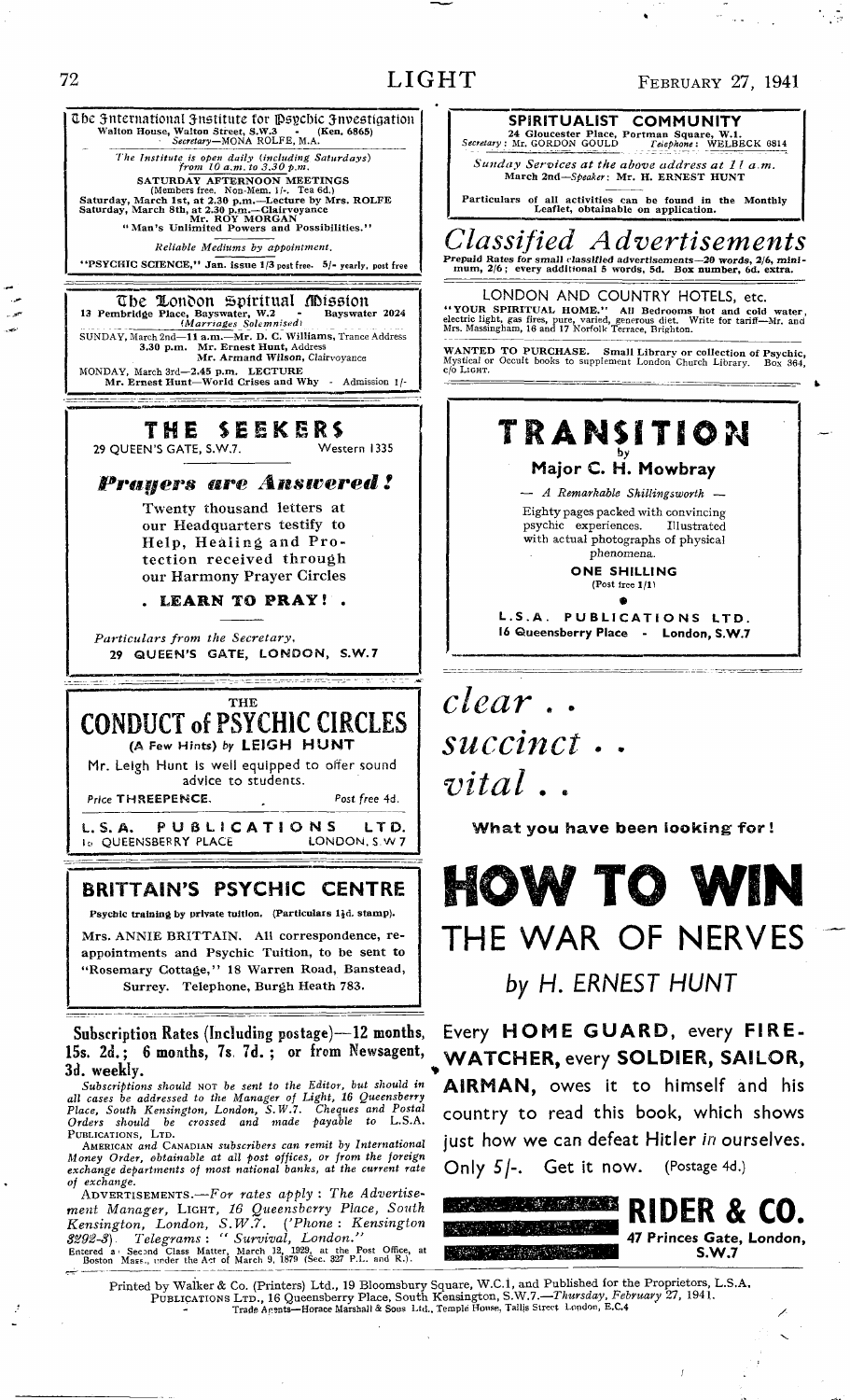## The International Institute for Psychic Investigation

**Walton House, Walton Street, S.W.3 - (Ken. 6865)**
*Secretary*—MONA ROLFE, M.A.

*The Institute is open daily (including Saturdays) from 10 a.m. to 3.30 p.m.*

**SATURDAY AFTERNOON MEETINGS**
(Members free. Non-Mem. 1/-. Tea 6d.)
Saturday, March 1st, at 2.30 p.m.—Lecture by Mrs. ROLFE
Saturday, March 8th, at 2.30 p.m.—Clairvoyance
Mr. ROY MORGAN
"Man's Unlimited Powers and Possibilities."

*Reliable Mediums by appointment.*

"PSYCHIC SCIENCE," Jan. issue 1/3 post free. 5/- yearly, post free

---

## The London Spiritual Mission

**13 Pembridge Place, Bayswater, W.2 - Bayswater 2024**
*(Marriages Solemnised)*

SUNDAY, March 2nd—11 a.m.—Mr. D. C. Williams, Trance Address
3.30 p.m. Mr. Ernest Hunt, Address
Mr. Armand Wilson, Clairvoyance

MONDAY, March 3rd—2.45 p.m. LECTURE
Mr. Ernest Hunt—World Crises and Why - Admission 1/-

---

## THE SEEKERS

29 QUEEN'S GATE, S.W.7. Western 1335

### *Prayers are Answered!*

Twenty thousand letters at our Headquarters testify to Help, Healing and Protection received through our Harmony Prayer Circles

**. LEARN TO PRAY! .**

*Particulars from the Secretary,*
**29 QUEEN'S GATE, LONDON, S.W.7**

---

THE

## CONDUCT of PSYCHIC CIRCLES

(A Few Hints) by **LEIGH HUNT**

Mr. Leigh Hunt is well equipped to offer sound advice to students.

*Price* **THREEPENCE.** *Post free 4d.*

**L. S. A. PUBLICATIONS LTD.**
16 QUEENSBERRY PLACE LONDON, S.W 7

---

## BRITTAIN'S PSYCHIC CENTRE

**Psychic training by private tuition. (Particulars 1½d. stamp).**

Mrs. ANNIE BRITTAIN. All correspondence, re-appointments and Psychic Tuition, to be sent to "Rosemary Cottage," 18 Warren Road, Banstead, Surrey. Telephone, Burgh Heath 783.

---

**Subscription Rates (Including postage)—12 months, 15s. 2d.; 6 months, 7s. 7d.; or from Newsagent, 3d. weekly.**

*Subscriptions should* NOT *be sent to the Editor, but should in all cases be addressed to the Manager of Light, 16 Queensberry Place, South Kensington, London, S.W.7. Cheques and Postal Orders should be crossed and made payable to* L.S.A. PUBLICATIONS, LTD.

AMERICAN *and* CANADIAN *subscribers can remit by International Money Order, obtainable at all post offices, or from the foreign exchange departments of most national banks, at the current rate of exchange.*

ADVERTISEMENTS.—*For rates apply: The Advertisement Manager,* LIGHT, *16 Queensberry Place, South Kensington, London, S.W.7. ('Phone: Kensington 3292-3) Telegrams: " Survival, London."*

Entered as Second Class Matter, March 12, 1929, at the Post Office, at Boston Mass., under the Act of March 9, 1879 (Sec. 327 P.L. and R.).

---

## SPIRITUALIST COMMUNITY

**24 Gloucester Place, Portman Square, W.1.**
*Secretary*: Mr. GORDON GOULD *Telephone*: WELBECK 6814

*Sunday Services at the above address at 11 a.m.*
March 2nd—*Speaker*: Mr. H. ERNEST HUNT

Particulars of all activities can be found in the Monthly Leaflet, obtainable on application.

---

# *Classified Advertisements*

**Prepaid Rates for small classified advertisements—20 words, 2/6, minimum, 2/6; every additional 5 words, 5d. Box number, 6d. extra.**

LONDON AND COUNTRY HOTELS, etc.

**"YOUR SPIRITUAL HOME."** All Bedrooms hot and cold water, electric light, gas fires, pure, varied, generous diet. Write for tariff—Mr. and Mrs. Massingham, 16 and 17 Norfolk Terrace, Brighton.

**WANTED TO PURCHASE.** Small Library or collection of Psychic, Mystical or Occult books to supplement London Church Library. Box 364, c/o LIGHT.

---

## TRANSITION

by

### Major C. H. Mowbray

*— A Remarkable Shillingsworth —*

Eighty pages packed with convincing psychic experiences. Illustrated with actual photographs of physical phenomena.

**ONE SHILLING**
(Post free 1/1)

**L.S.A. PUBLICATIONS LTD.**
**16 Queensberry Place - London, S.W.7**

---

*clear . .*
*succinct . .*
*vital . .*

**What you have been looking for!**

# HOW TO WIN
## THE WAR OF NERVES

*by H. ERNEST HUNT*

Every **HOME GUARD**, every **FIRE-WATCHER,** every **SOLDIER, SAILOR, AIRMAN,** owes it to himself and his country to read this book, which shows just how we can defeat Hitler *in* ourselves. Only 5/-. Get it now. (Postage 4d.)

**RIDER & CO.**
**47 Princes Gate, London, S.W.7**

---

Printed by Walker & Co. (Printers) Ltd., 19 Bloomsbury Square, W.C.1, and Published for the Proprietors, L.S.A. PUBLICATIONS LTD., 16 Queensberry Place, South Kensington, S.W.7.—*Thursday, February 27, 1941.*
Trade Agents—Horace Marshall & Sons Ltd., Temple House, Tallis Street London, E.C.4